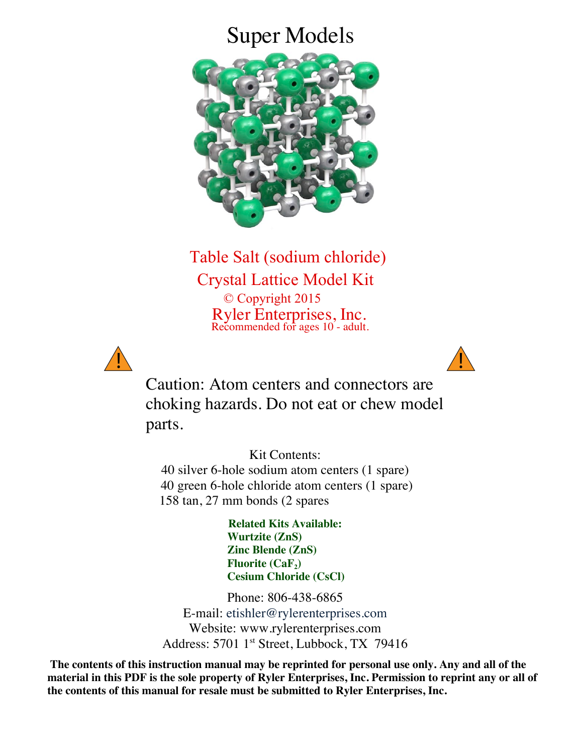# Super Models

## Table Salt (sodium chloride) Crystal Lattice Model Kit

© Copyright 2015
Ryler Enterprises, Inc.
Recommended for ages 10 - adult.

⚠ Caution: Atom centers and connectors are choking hazards. Do not eat or chew model parts. ⚠

Kit Contents:
40 silver 6-hole sodium atom centers (1 spare)
40 green 6-hole chloride atom centers (1 spare)
158 tan, 27 mm bonds (2 spares

**Related Kits Available:**
**Wurtzite (ZnS)**
**Zinc Blende (ZnS)**
**Fluorite ($CaF_2$)**
**Cesium Chloride (CsCl)**

Phone: 806-438-6865
E-mail: etishler@rylerenterprises.com
Website: www.rylerenterprises.com
Address: 5701 1st Street, Lubbock, TX 79416

**The contents of this instruction manual may be reprinted for personal use only. Any and all of the material in this PDF is the sole property of Ryler Enterprises, Inc. Permission to reprint any or all of the contents of this manual for resale must be submitted to Ryler Enterprises, Inc.**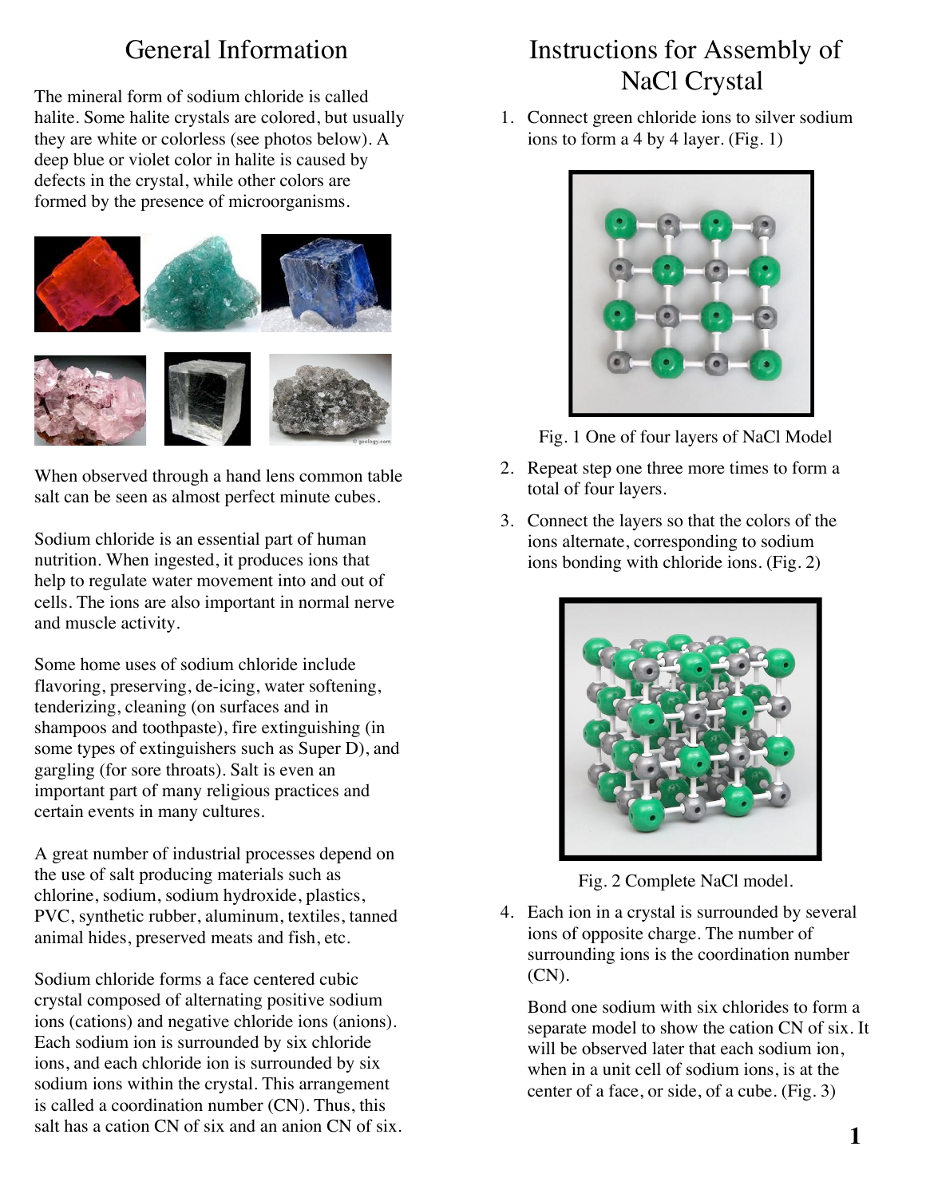# General Information

The mineral form of sodium chloride is called halite. Some halite crystals are colored, but usually they are white or colorless (see photos below). A deep blue or violet color in halite is caused by defects in the crystal, while other colors are formed by the presence of microorganisms.

When observed through a hand lens common table salt can be seen as almost perfect minute cubes.

Sodium chloride is an essential part of human nutrition. When ingested, it produces ions that help to regulate water movement into and out of cells. The ions are also important in normal nerve and muscle activity.

Some home uses of sodium chloride include flavoring, preserving, de-icing, water softening, tenderizing, cleaning (on surfaces and in shampoos and toothpaste), fire extinguishing (in some types of extinguishers such as Super D), and gargling (for sore throats). Salt is even an important part of many religious practices and certain events in many cultures.

A great number of industrial processes depend on the use of salt producing materials such as chlorine, sodium, sodium hydroxide, plastics, PVC, synthetic rubber, aluminum, textiles, tanned animal hides, preserved meats and fish, etc.

Sodium chloride forms a face centered cubic crystal composed of alternating positive sodium ions (cations) and negative chloride ions (anions). Each sodium ion is surrounded by six chloride ions, and each chloride ion is surrounded by six sodium ions within the crystal. This arrangement is called a coordination number (CN). Thus, this salt has a cation CN of six and an anion CN of six.

# Instructions for Assembly of NaCl Crystal

1. Connect green chloride ions to silver sodium ions to form a 4 by 4 layer. (Fig. 1)

Fig. 1 One of four layers of NaCl Model

2. Repeat step one three more times to form a total of four layers.
3. Connect the layers so that the colors of the ions alternate, corresponding to sodium ions bonding with chloride ions. (Fig. 2)

Fig. 2 Complete NaCl model.

4. Each ion in a crystal is surrounded by several ions of opposite charge. The number of surrounding ions is the coordination number (CN).

   Bond one sodium with six chlorides to form a separate model to show the cation CN of six. It will be observed later that each sodium ion, when in a unit cell of sodium ions, is at the center of a face, or side, of a cube. (Fig. 3)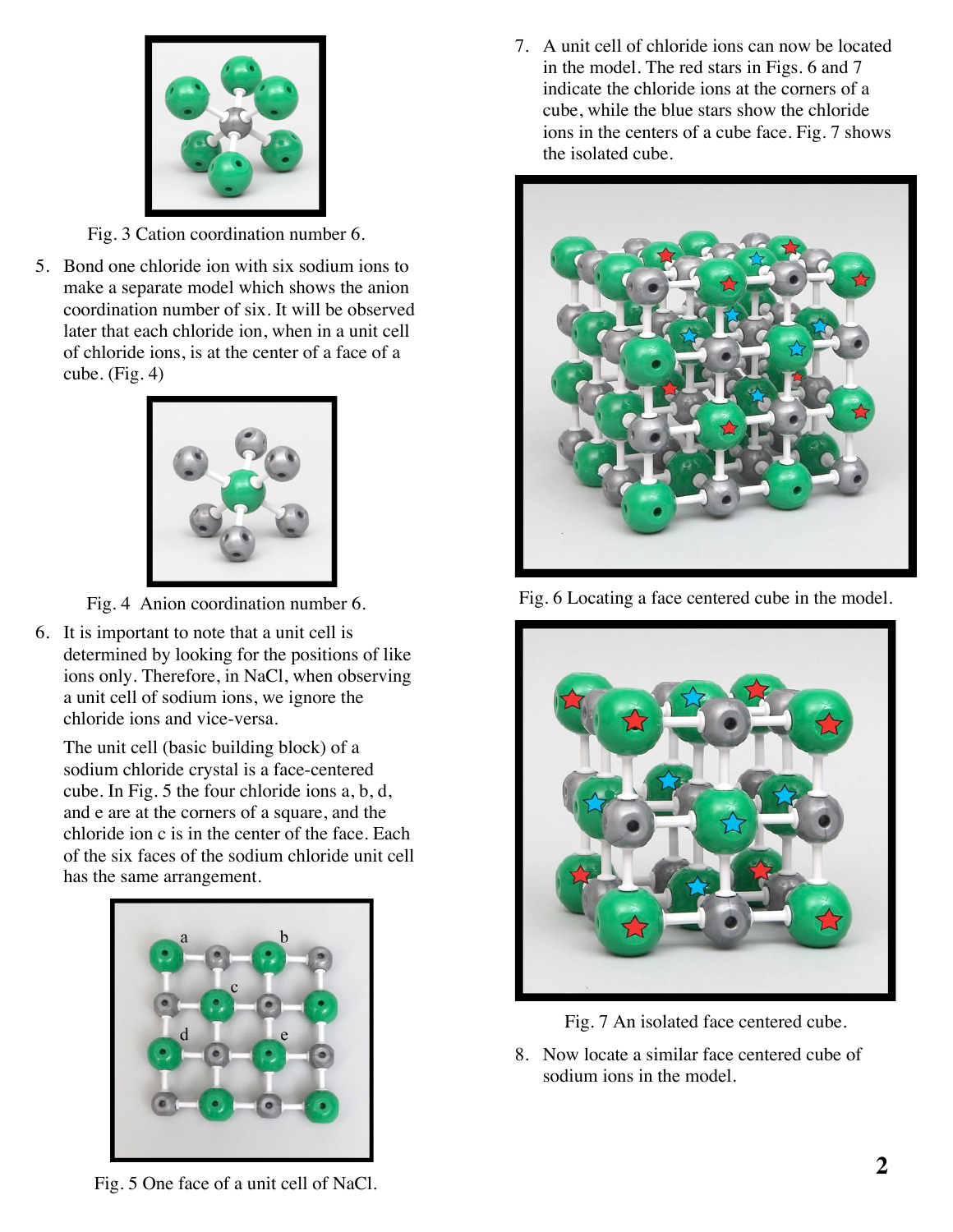Fig. 3 Cation coordination number 6.

5. Bond one chloride ion with six sodium ions to make a separate model which shows the anion coordination number of six. It will be observed later that each chloride ion, when in a unit cell of chloride ions, is at the center of a face of a cube. (Fig. 4)

Fig. 4 Anion coordination number 6.

6. It is important to note that a unit cell is determined by looking for the positions of like ions only. Therefore, in NaCl, when observing a unit cell of sodium ions, we ignore the chloride ions and vice-versa.

   The unit cell (basic building block) of a sodium chloride crystal is a face-centered cube. In Fig. 5 the four chloride ions a, b, d, and e are at the corners of a square, and the chloride ion c is in the center of the face. Each of the six faces of the sodium chloride unit cell has the same arrangement.

a b c d e

Fig. 5 One face of a unit cell of NaCl.

7. A unit cell of chloride ions can now be located in the model. The red stars in Figs. 6 and 7 indicate the chloride ions at the corners of a cube, while the blue stars show the chloride ions in the centers of a cube face. Fig. 7 shows the isolated cube.

Fig. 6 Locating a face centered cube in the model.

Fig. 7 An isolated face centered cube.

8. Now locate a similar face centered cube of sodium ions in the model.